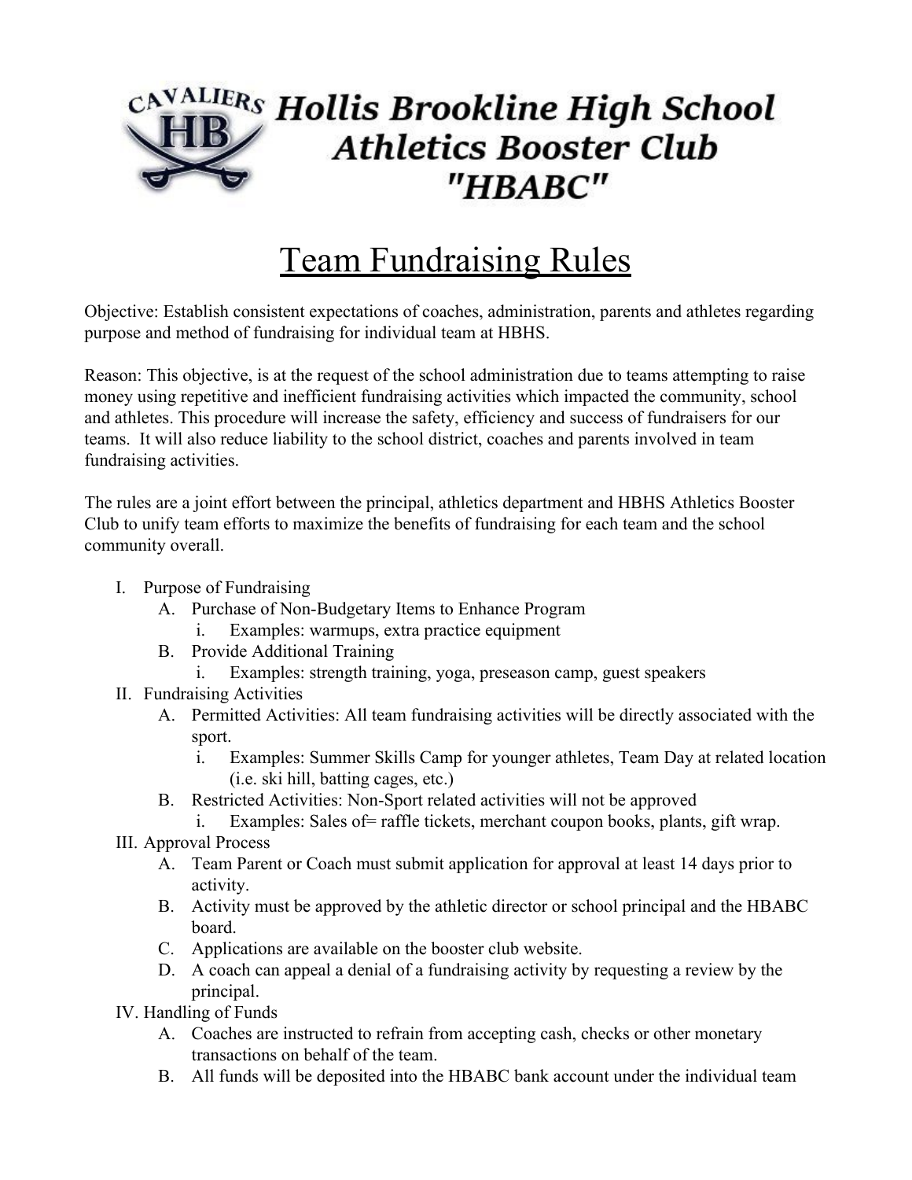# Hollis Brookline High School Athletics Booster Club "HBABC"

## Team Fundraising Rules

Objective: Establish consistent expectations of coaches, administration, parents and athletes regarding purpose and method of fundraising for individual team at HBHS.

Reason: This objective, is at the request of the school administration due to teams attempting to raise money using repetitive and inefficient fundraising activities which impacted the community, school and athletes. This procedure will increase the safety, efficiency and success of fundraisers for our teams. It will also reduce liability to the school district, coaches and parents involved in team fundraising activities.

The rules are a joint effort between the principal, athletics department and HBHS Athletics Booster Club to unify team efforts to maximize the benefits of fundraising for each team and the school community overall.

I. Purpose of Fundraising
   A. Purchase of Non-Budgetary Items to Enhance Program
      i. Examples: warmups, extra practice equipment
   B. Provide Additional Training
      i. Examples: strength training, yoga, preseason camp, guest speakers
II. Fundraising Activities
   A. Permitted Activities: All team fundraising activities will be directly associated with the sport.
      i. Examples: Summer Skills Camp for younger athletes, Team Day at related location (i.e. ski hill, batting cages, etc.)
   B. Restricted Activities: Non-Sport related activities will not be approved
      i. Examples: Sales of= raffle tickets, merchant coupon books, plants, gift wrap.
III. Approval Process
   A. Team Parent or Coach must submit application for approval at least 14 days prior to activity.
   B. Activity must be approved by the athletic director or school principal and the HBABC board.
   C. Applications are available on the booster club website.
   D. A coach can appeal a denial of a fundraising activity by requesting a review by the principal.
IV. Handling of Funds
   A. Coaches are instructed to refrain from accepting cash, checks or other monetary transactions on behalf of the team.
   B. All funds will be deposited into the HBABC bank account under the individual team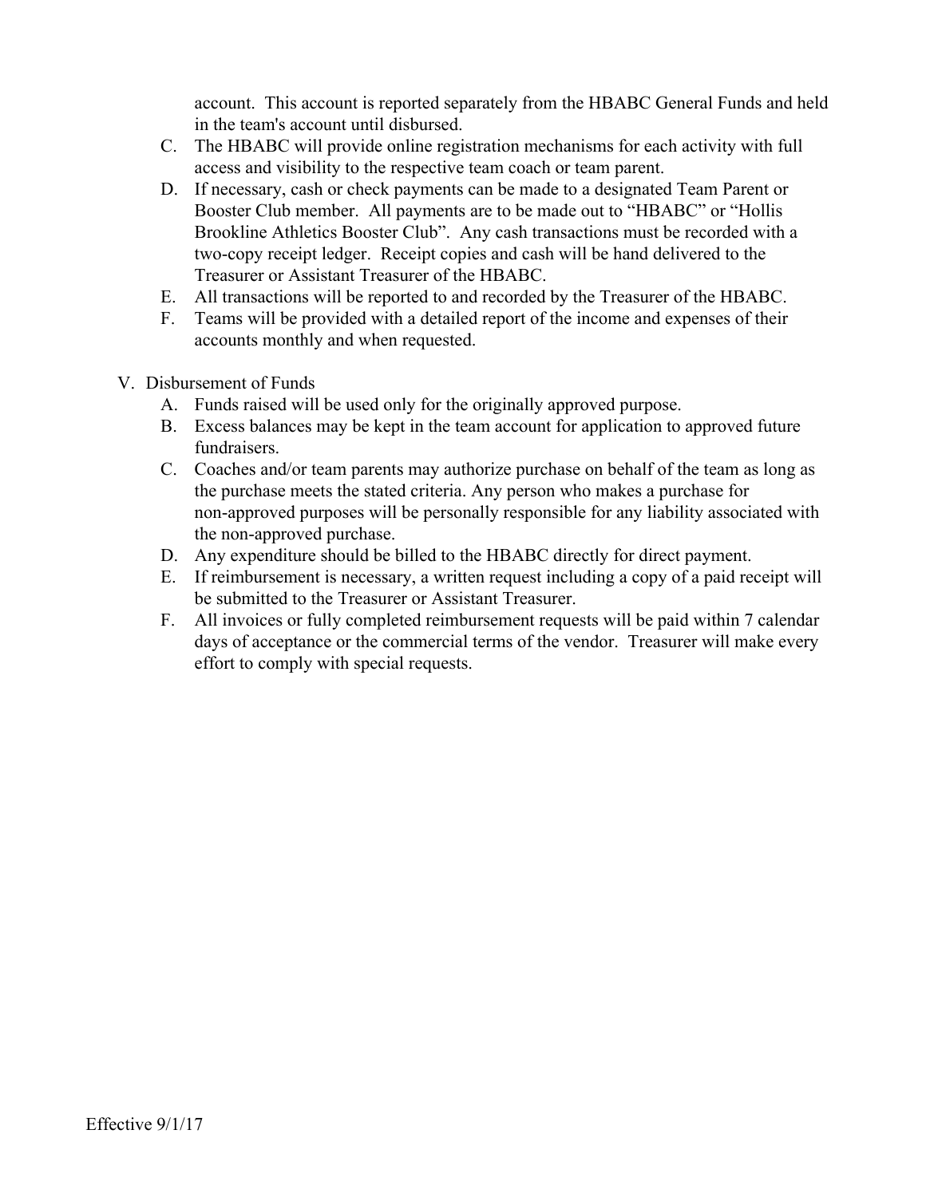account. This account is reported separately from the HBABC General Funds and held in the team's account until disbursed.

C. The HBABC will provide online registration mechanisms for each activity with full access and visibility to the respective team coach or team parent.

D. If necessary, cash or check payments can be made to a designated Team Parent or Booster Club member. All payments are to be made out to "HBABC" or "Hollis Brookline Athletics Booster Club". Any cash transactions must be recorded with a two-copy receipt ledger. Receipt copies and cash will be hand delivered to the Treasurer or Assistant Treasurer of the HBABC.

E. All transactions will be reported to and recorded by the Treasurer of the HBABC.

F. Teams will be provided with a detailed report of the income and expenses of their accounts monthly and when requested.

V. Disbursement of Funds

A. Funds raised will be used only for the originally approved purpose.

B. Excess balances may be kept in the team account for application to approved future fundraisers.

C. Coaches and/or team parents may authorize purchase on behalf of the team as long as the purchase meets the stated criteria. Any person who makes a purchase for non-approved purposes will be personally responsible for any liability associated with the non-approved purchase.

D. Any expenditure should be billed to the HBABC directly for direct payment.

E. If reimbursement is necessary, a written request including a copy of a paid receipt will be submitted to the Treasurer or Assistant Treasurer.

F. All invoices or fully completed reimbursement requests will be paid within 7 calendar days of acceptance or the commercial terms of the vendor. Treasurer will make every effort to comply with special requests.

Effective 9/1/17